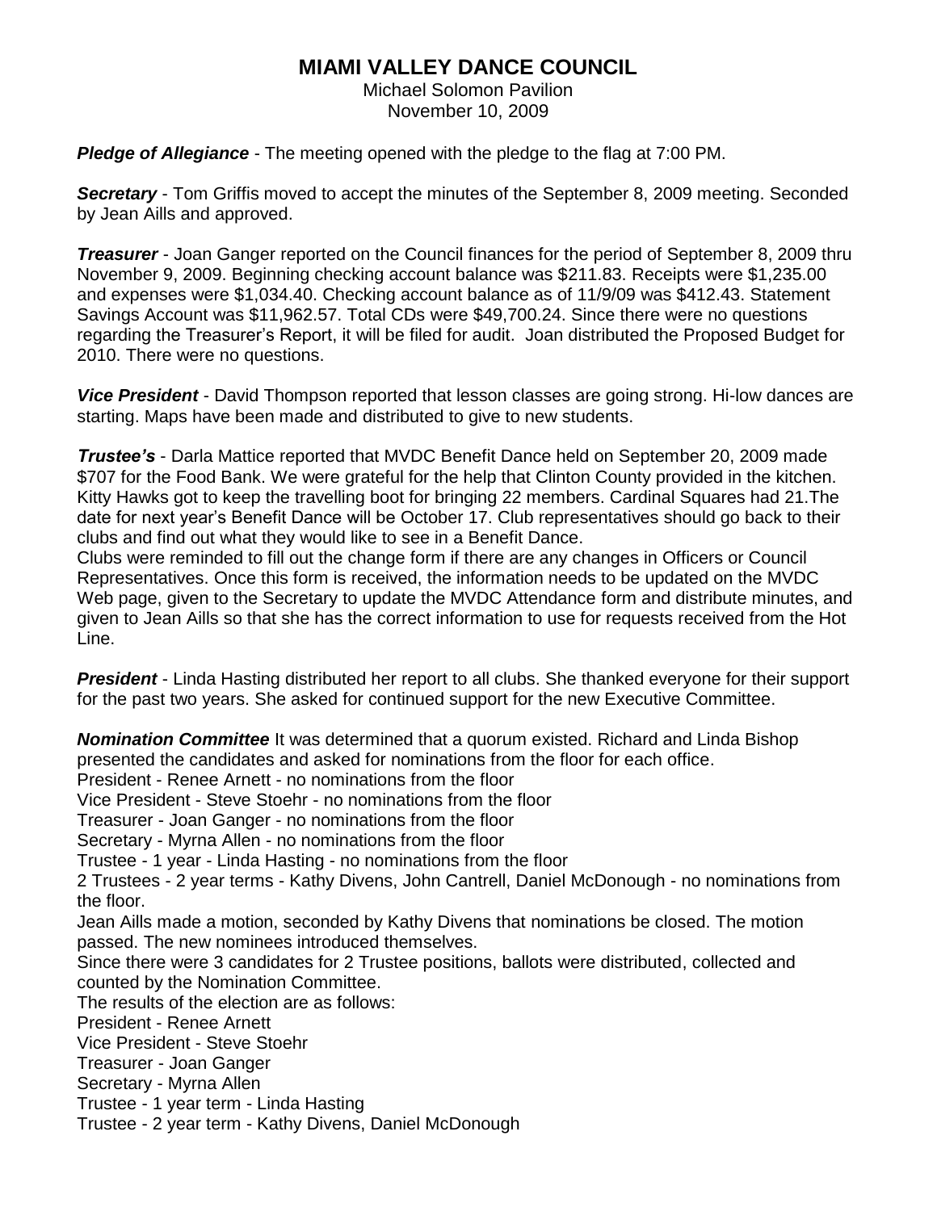# MIAMI VALLEY DANCE COUNCIL

Michael Solomon Pavilion
November 10, 2009

***Pledge of Allegiance*** - The meeting opened with the pledge to the flag at 7:00 PM.

***Secretary*** - Tom Griffis moved to accept the minutes of the September 8, 2009 meeting. Seconded by Jean Aills and approved.

***Treasurer*** - Joan Ganger reported on the Council finances for the period of September 8, 2009 thru November 9, 2009. Beginning checking account balance was $211.83. Receipts were $1,235.00 and expenses were $1,034.40. Checking account balance as of 11/9/09 was $412.43. Statement Savings Account was $11,962.57. Total CDs were $49,700.24. Since there were no questions regarding the Treasurer's Report, it will be filed for audit. Joan distributed the Proposed Budget for 2010. There were no questions.

***Vice President*** - David Thompson reported that lesson classes are going strong. Hi-low dances are starting. Maps have been made and distributed to give to new students.

***Trustee's*** - Darla Mattice reported that MVDC Benefit Dance held on September 20, 2009 made $707 for the Food Bank. We were grateful for the help that Clinton County provided in the kitchen. Kitty Hawks got to keep the travelling boot for bringing 22 members. Cardinal Squares had 21.The date for next year's Benefit Dance will be October 17. Club representatives should go back to their clubs and find out what they would like to see in a Benefit Dance.

Clubs were reminded to fill out the change form if there are any changes in Officers or Council Representatives. Once this form is received, the information needs to be updated on the MVDC Web page, given to the Secretary to update the MVDC Attendance form and distribute minutes, and given to Jean Aills so that she has the correct information to use for requests received from the Hot Line.

***President*** - Linda Hasting distributed her report to all clubs. She thanked everyone for their support for the past two years. She asked for continued support for the new Executive Committee.

***Nomination Committee*** It was determined that a quorum existed. Richard and Linda Bishop presented the candidates and asked for nominations from the floor for each office.

President - Renee Arnett - no nominations from the floor
Vice President - Steve Stoehr - no nominations from the floor
Treasurer - Joan Ganger - no nominations from the floor
Secretary - Myrna Allen - no nominations from the floor
Trustee - 1 year - Linda Hasting - no nominations from the floor
2 Trustees - 2 year terms - Kathy Divens, John Cantrell, Daniel McDonough - no nominations from the floor.

Jean Aills made a motion, seconded by Kathy Divens that nominations be closed. The motion passed. The new nominees introduced themselves.

Since there were 3 candidates for 2 Trustee positions, ballots were distributed, collected and counted by the Nomination Committee.

The results of the election are as follows:

President - Renee Arnett
Vice President - Steve Stoehr
Treasurer - Joan Ganger
Secretary - Myrna Allen
Trustee - 1 year term - Linda Hasting
Trustee - 2 year term - Kathy Divens, Daniel McDonough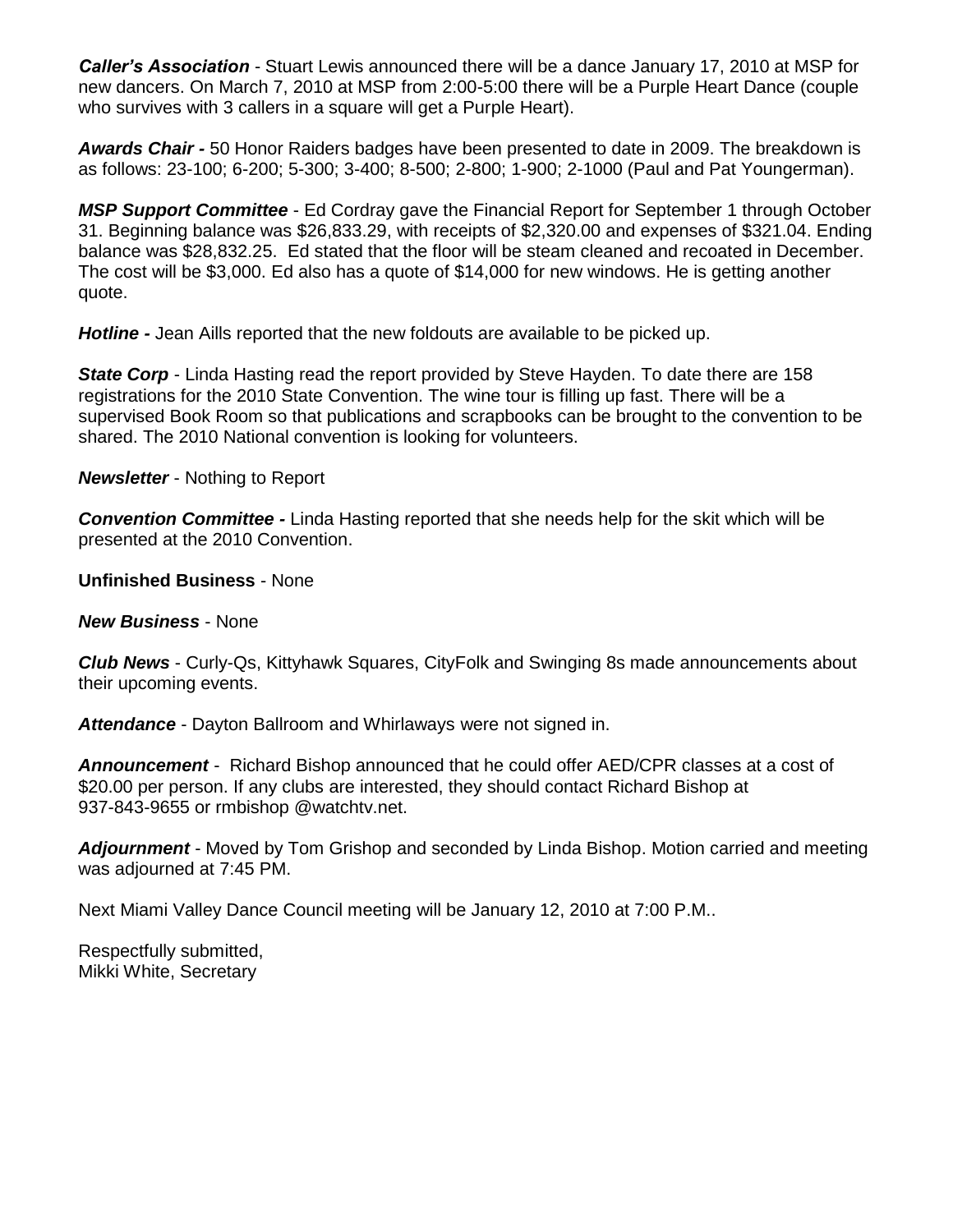***Caller's Association*** - Stuart Lewis announced there will be a dance January 17, 2010 at MSP for new dancers. On March 7, 2010 at MSP from 2:00-5:00 there will be a Purple Heart Dance (couple who survives with 3 callers in a square will get a Purple Heart).

***Awards Chair -*** 50 Honor Raiders badges have been presented to date in 2009. The breakdown is as follows: 23-100; 6-200; 5-300; 3-400; 8-500; 2-800; 1-900; 2-1000 (Paul and Pat Youngerman).

***MSP Support Committee*** - Ed Cordray gave the Financial Report for September 1 through October 31. Beginning balance was $26,833.29, with receipts of $2,320.00 and expenses of $321.04. Ending balance was $28,832.25. Ed stated that the floor will be steam cleaned and recoated in December. The cost will be $3,000. Ed also has a quote of $14,000 for new windows. He is getting another quote.

***Hotline -*** Jean Aills reported that the new foldouts are available to be picked up.

***State Corp*** - Linda Hasting read the report provided by Steve Hayden. To date there are 158 registrations for the 2010 State Convention. The wine tour is filling up fast. There will be a supervised Book Room so that publications and scrapbooks can be brought to the convention to be shared. The 2010 National convention is looking for volunteers.

***Newsletter*** - Nothing to Report

***Convention Committee -*** Linda Hasting reported that she needs help for the skit which will be presented at the 2010 Convention.

**Unfinished Business** - None

***New Business*** - None

***Club News*** - Curly-Qs, Kittyhawk Squares, CityFolk and Swinging 8s made announcements about their upcoming events.

***Attendance*** - Dayton Ballroom and Whirlaways were not signed in.

***Announcement*** - Richard Bishop announced that he could offer AED/CPR classes at a cost of $20.00 per person. If any clubs are interested, they should contact Richard Bishop at 937-843-9655 or rmbishop @watchtv.net.

***Adjournment*** - Moved by Tom Grishop and seconded by Linda Bishop. Motion carried and meeting was adjourned at 7:45 PM.

Next Miami Valley Dance Council meeting will be January 12, 2010 at 7:00 P.M..

Respectfully submitted,
Mikki White, Secretary